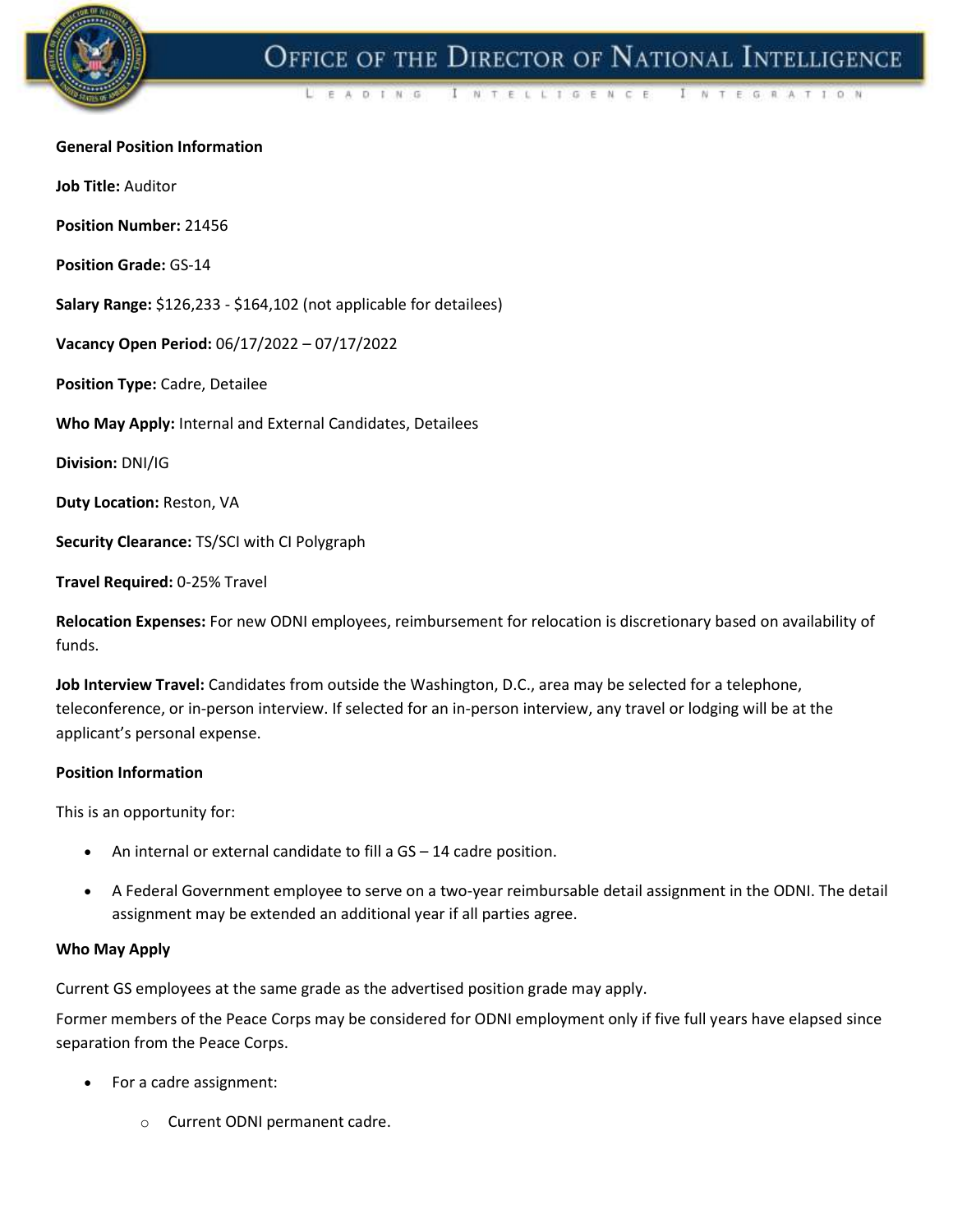**General Position Information**

**Job Title:** Auditor

**Position Number:** 21456

**Position Grade:** GS-14

**Salary Range:** $126,233 - $164,102 (not applicable for detailees)

**Vacancy Open Period:** 06/17/2022 – 07/17/2022

**Position Type:** Cadre, Detailee

**Who May Apply:** Internal and External Candidates, Detailees

**Division:** DNI/IG

**Duty Location:** Reston, VA

**Security Clearance:** TS/SCI with CI Polygraph

**Travel Required:** 0-25% Travel

**Relocation Expenses:** For new ODNI employees, reimbursement for relocation is discretionary based on availability of funds.

**Job Interview Travel:** Candidates from outside the Washington, D.C., area may be selected for a telephone, teleconference, or in-person interview. If selected for an in-person interview, any travel or lodging will be at the applicant's personal expense.

**Position Information**

This is an opportunity for:

- An internal or external candidate to fill a GS – 14 cadre position.
- A Federal Government employee to serve on a two-year reimbursable detail assignment in the ODNI. The detail assignment may be extended an additional year if all parties agree.

**Who May Apply**

Current GS employees at the same grade as the advertised position grade may apply.

Former members of the Peace Corps may be considered for ODNI employment only if five full years have elapsed since separation from the Peace Corps.

- For a cadre assignment:
  - Current ODNI permanent cadre.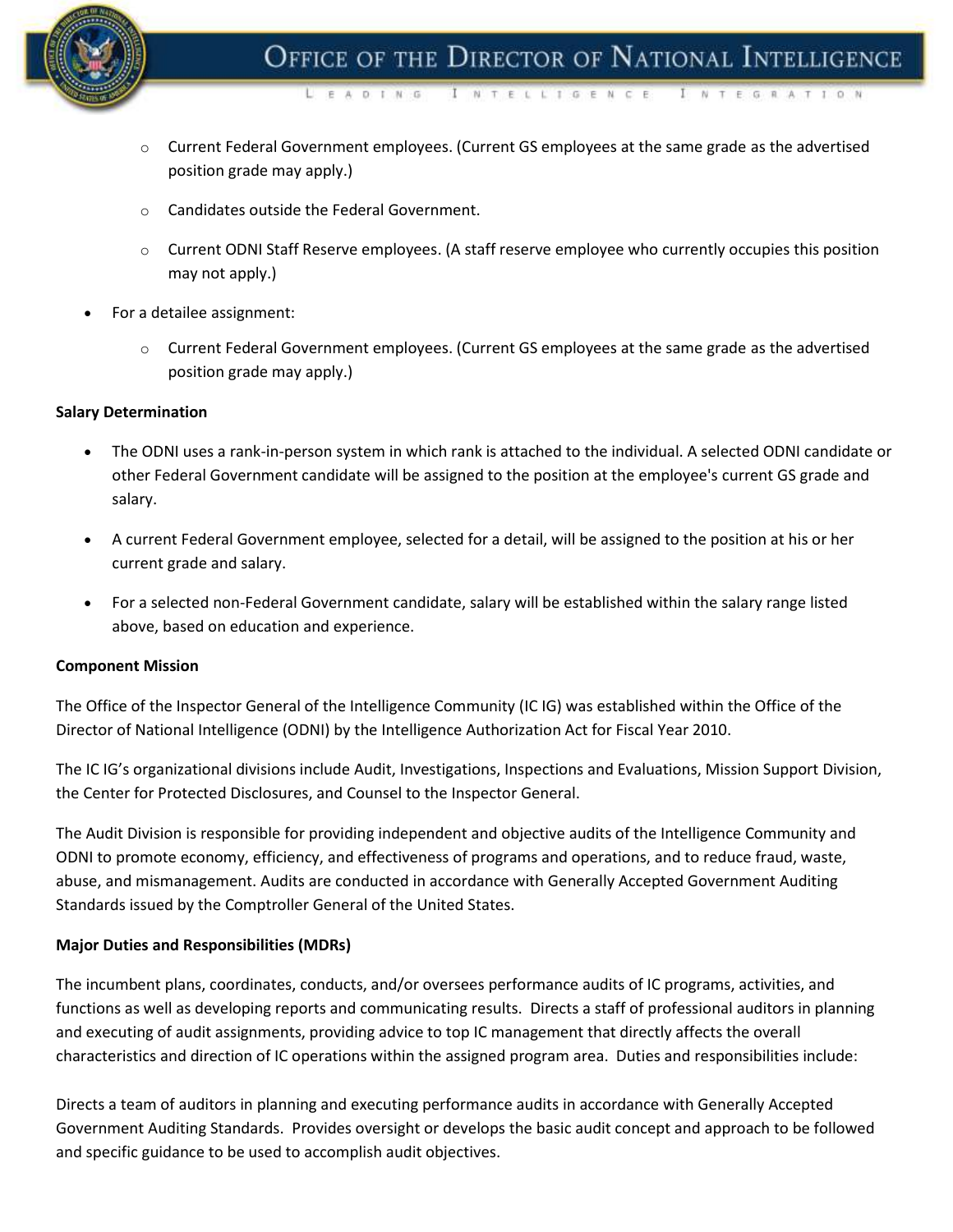- Current Federal Government employees. (Current GS employees at the same grade as the advertised position grade may apply.)
    - Candidates outside the Federal Government.
    - Current ODNI Staff Reserve employees. (A staff reserve employee who currently occupies this position may not apply.)
- For a detailee assignment:
    - Current Federal Government employees. (Current GS employees at the same grade as the advertised position grade may apply.)

**Salary Determination**

- The ODNI uses a rank-in-person system in which rank is attached to the individual. A selected ODNI candidate or other Federal Government candidate will be assigned to the position at the employee's current GS grade and salary.
- A current Federal Government employee, selected for a detail, will be assigned to the position at his or her current grade and salary.
- For a selected non-Federal Government candidate, salary will be established within the salary range listed above, based on education and experience.

**Component Mission**

The Office of the Inspector General of the Intelligence Community (IC IG) was established within the Office of the Director of National Intelligence (ODNI) by the Intelligence Authorization Act for Fiscal Year 2010.

The IC IG's organizational divisions include Audit, Investigations, Inspections and Evaluations, Mission Support Division, the Center for Protected Disclosures, and Counsel to the Inspector General.

The Audit Division is responsible for providing independent and objective audits of the Intelligence Community and ODNI to promote economy, efficiency, and effectiveness of programs and operations, and to reduce fraud, waste, abuse, and mismanagement. Audits are conducted in accordance with Generally Accepted Government Auditing Standards issued by the Comptroller General of the United States.

**Major Duties and Responsibilities (MDRs)**

The incumbent plans, coordinates, conducts, and/or oversees performance audits of IC programs, activities, and functions as well as developing reports and communicating results. Directs a staff of professional auditors in planning and executing of audit assignments, providing advice to top IC management that directly affects the overall characteristics and direction of IC operations within the assigned program area. Duties and responsibilities include:

Directs a team of auditors in planning and executing performance audits in accordance with Generally Accepted Government Auditing Standards. Provides oversight or develops the basic audit concept and approach to be followed and specific guidance to be used to accomplish audit objectives.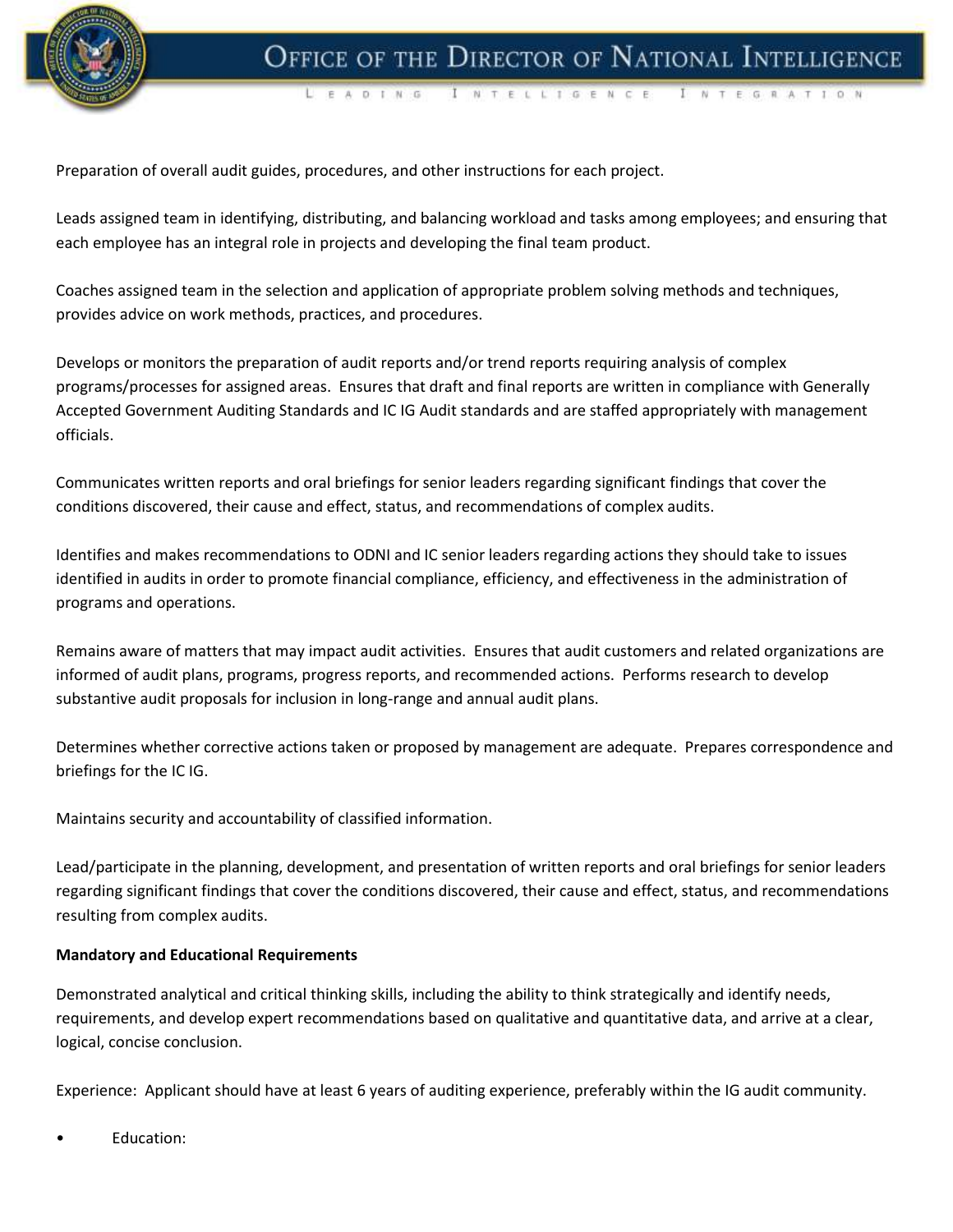Preparation of overall audit guides, procedures, and other instructions for each project.

Leads assigned team in identifying, distributing, and balancing workload and tasks among employees; and ensuring that each employee has an integral role in projects and developing the final team product.

Coaches assigned team in the selection and application of appropriate problem solving methods and techniques, provides advice on work methods, practices, and procedures.

Develops or monitors the preparation of audit reports and/or trend reports requiring analysis of complex programs/processes for assigned areas. Ensures that draft and final reports are written in compliance with Generally Accepted Government Auditing Standards and IC IG Audit standards and are staffed appropriately with management officials.

Communicates written reports and oral briefings for senior leaders regarding significant findings that cover the conditions discovered, their cause and effect, status, and recommendations of complex audits.

Identifies and makes recommendations to ODNI and IC senior leaders regarding actions they should take to issues identified in audits in order to promote financial compliance, efficiency, and effectiveness in the administration of programs and operations.

Remains aware of matters that may impact audit activities. Ensures that audit customers and related organizations are informed of audit plans, programs, progress reports, and recommended actions. Performs research to develop substantive audit proposals for inclusion in long-range and annual audit plans.

Determines whether corrective actions taken or proposed by management are adequate. Prepares correspondence and briefings for the IC IG.

Maintains security and accountability of classified information.

Lead/participate in the planning, development, and presentation of written reports and oral briefings for senior leaders regarding significant findings that cover the conditions discovered, their cause and effect, status, and recommendations resulting from complex audits.

**Mandatory and Educational Requirements**

Demonstrated analytical and critical thinking skills, including the ability to think strategically and identify needs, requirements, and develop expert recommendations based on qualitative and quantitative data, and arrive at a clear, logical, concise conclusion.

Experience: Applicant should have at least 6 years of auditing experience, preferably within the IG audit community.

- Education: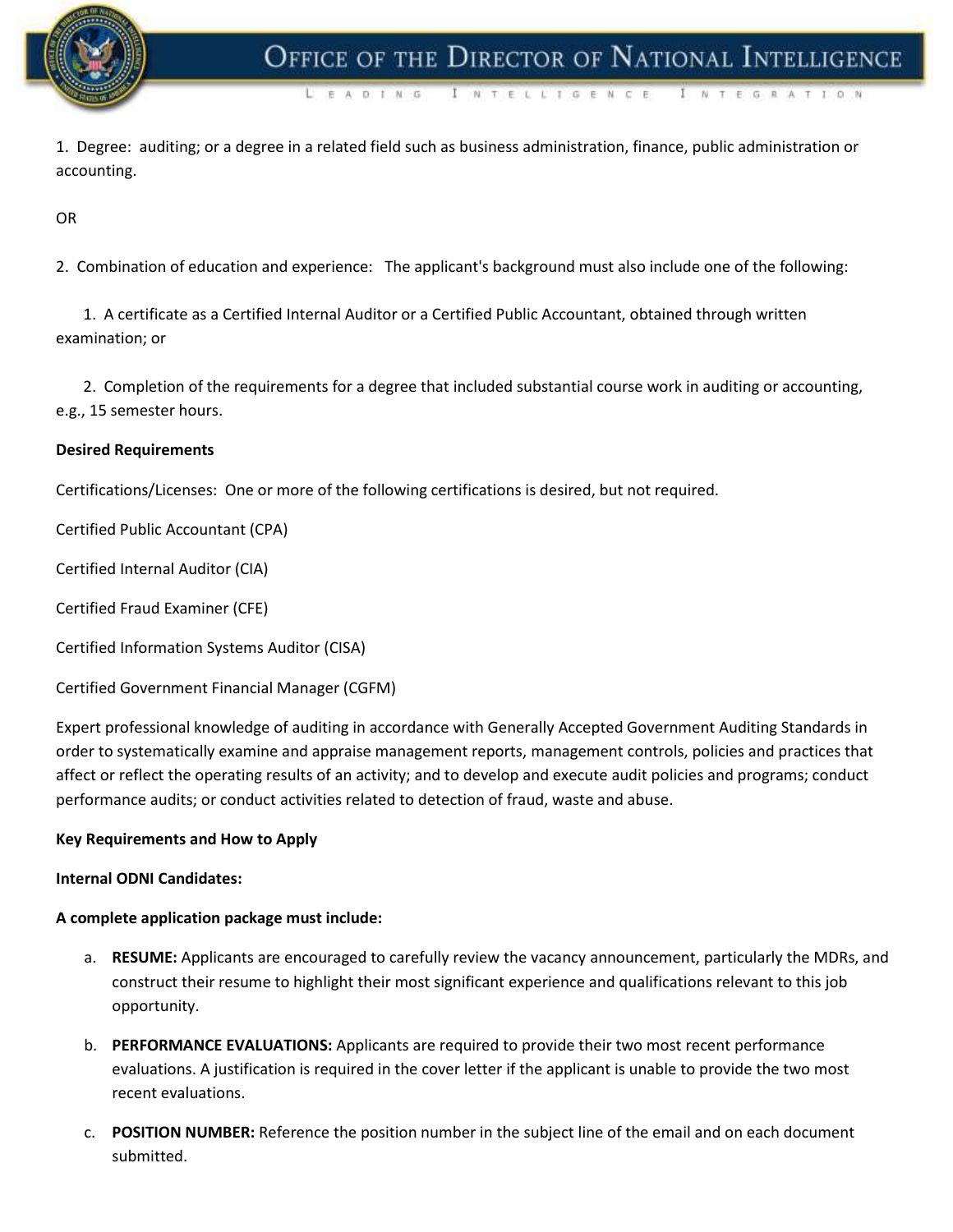1. Degree: auditing; or a degree in a related field such as business administration, finance, public administration or accounting.

OR

2. Combination of education and experience: The applicant's background must also include one of the following:

   1. A certificate as a Certified Internal Auditor or a Certified Public Accountant, obtained through written examination; or

   2. Completion of the requirements for a degree that included substantial course work in auditing or accounting, e.g., 15 semester hours.

**Desired Requirements**

Certifications/Licenses: One or more of the following certifications is desired, but not required.

Certified Public Accountant (CPA)

Certified Internal Auditor (CIA)

Certified Fraud Examiner (CFE)

Certified Information Systems Auditor (CISA)

Certified Government Financial Manager (CGFM)

Expert professional knowledge of auditing in accordance with Generally Accepted Government Auditing Standards in order to systematically examine and appraise management reports, management controls, policies and practices that affect or reflect the operating results of an activity; and to develop and execute audit policies and programs; conduct performance audits; or conduct activities related to detection of fraud, waste and abuse.

**Key Requirements and How to Apply**

**Internal ODNI Candidates:**

**A complete application package must include:**

a. **RESUME:** Applicants are encouraged to carefully review the vacancy announcement, particularly the MDRs, and construct their resume to highlight their most significant experience and qualifications relevant to this job opportunity.

b. **PERFORMANCE EVALUATIONS:** Applicants are required to provide their two most recent performance evaluations. A justification is required in the cover letter if the applicant is unable to provide the two most recent evaluations.

c. **POSITION NUMBER:** Reference the position number in the subject line of the email and on each document submitted.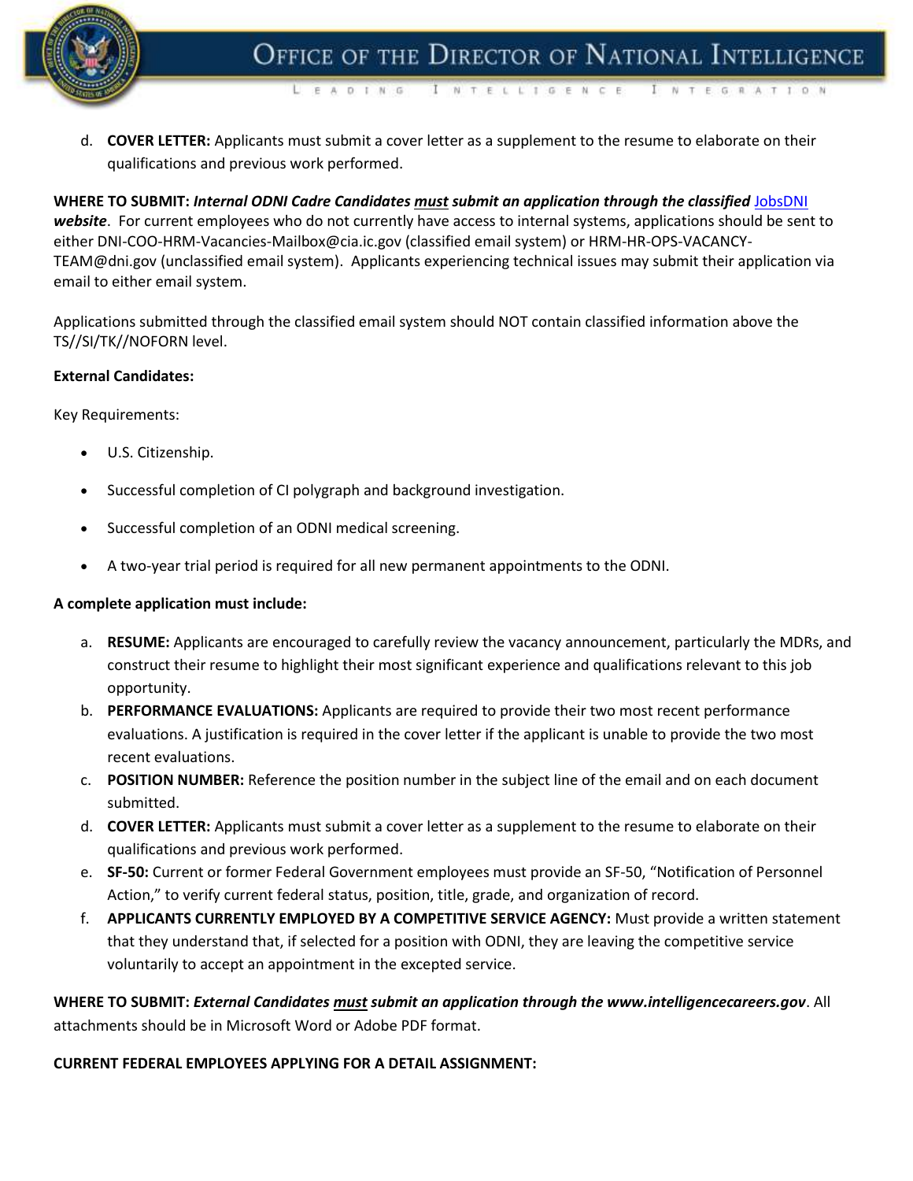d. **COVER LETTER:** Applicants must submit a cover letter as a supplement to the resume to elaborate on their qualifications and previous work performed.

**WHERE TO SUBMIT:** ***Internal ODNI Cadre Candidates <u>must</u> submit an application through the classified*** [JobsDNI](JobsDNI) ***website***. For current employees who do not currently have access to internal systems, applications should be sent to either DNI-COO-HRM-Vacancies-Mailbox@cia.ic.gov (classified email system) or HRM-HR-OPS-VACANCY-TEAM@dni.gov (unclassified email system). Applicants experiencing technical issues may submit their application via email to either email system.

Applications submitted through the classified email system should NOT contain classified information above the TS//SI/TK//NOFORN level.

**External Candidates:**

Key Requirements:

- U.S. Citizenship.
- Successful completion of CI polygraph and background investigation.
- Successful completion of an ODNI medical screening.
- A two-year trial period is required for all new permanent appointments to the ODNI.

**A complete application must include:**

a. **RESUME:** Applicants are encouraged to carefully review the vacancy announcement, particularly the MDRs, and construct their resume to highlight their most significant experience and qualifications relevant to this job opportunity.

b. **PERFORMANCE EVALUATIONS:** Applicants are required to provide their two most recent performance evaluations. A justification is required in the cover letter if the applicant is unable to provide the two most recent evaluations.

c. **POSITION NUMBER:** Reference the position number in the subject line of the email and on each document submitted.

d. **COVER LETTER:** Applicants must submit a cover letter as a supplement to the resume to elaborate on their qualifications and previous work performed.

e. **SF-50:** Current or former Federal Government employees must provide an SF-50, "Notification of Personnel Action," to verify current federal status, position, title, grade, and organization of record.

f. **APPLICANTS CURRENTLY EMPLOYED BY A COMPETITIVE SERVICE AGENCY:** Must provide a written statement that they understand that, if selected for a position with ODNI, they are leaving the competitive service voluntarily to accept an appointment in the excepted service.

**WHERE TO SUBMIT:** ***External Candidates <u>must</u> submit an application through the www.intelligencecareers.gov***. All attachments should be in Microsoft Word or Adobe PDF format.

**CURRENT FEDERAL EMPLOYEES APPLYING FOR A DETAIL ASSIGNMENT:**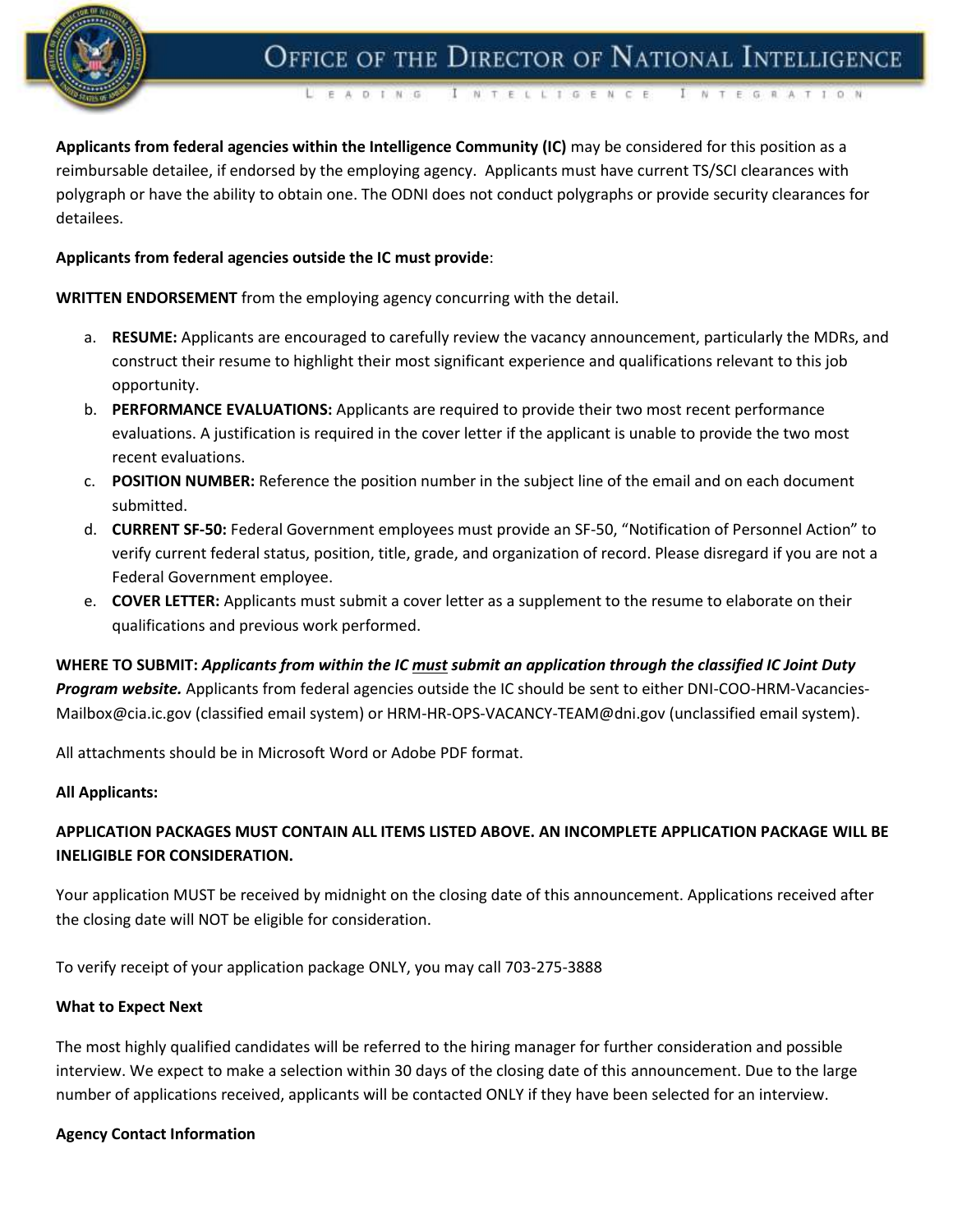**Applicants from federal agencies within the Intelligence Community (IC)** may be considered for this position as a reimbursable detailee, if endorsed by the employing agency. Applicants must have current TS/SCI clearances with polygraph or have the ability to obtain one. The ODNI does not conduct polygraphs or provide security clearances for detailees.

**Applicants from federal agencies outside the IC must provide**:

**WRITTEN ENDORSEMENT** from the employing agency concurring with the detail.

a. **RESUME:** Applicants are encouraged to carefully review the vacancy announcement, particularly the MDRs, and construct their resume to highlight their most significant experience and qualifications relevant to this job opportunity.
b. **PERFORMANCE EVALUATIONS:** Applicants are required to provide their two most recent performance evaluations. A justification is required in the cover letter if the applicant is unable to provide the two most recent evaluations.
c. **POSITION NUMBER:** Reference the position number in the subject line of the email and on each document submitted.
d. **CURRENT SF-50:** Federal Government employees must provide an SF-50, "Notification of Personnel Action" to verify current federal status, position, title, grade, and organization of record. Please disregard if you are not a Federal Government employee.
e. **COVER LETTER:** Applicants must submit a cover letter as a supplement to the resume to elaborate on their qualifications and previous work performed.

**WHERE TO SUBMIT:** ***Applicants from within the IC must submit an application through the classified IC Joint Duty Program website.*** Applicants from federal agencies outside the IC should be sent to either DNI-COO-HRM-Vacancies-Mailbox@cia.ic.gov (classified email system) or HRM-HR-OPS-VACANCY-TEAM@dni.gov (unclassified email system).

All attachments should be in Microsoft Word or Adobe PDF format.

**All Applicants:**

**APPLICATION PACKAGES MUST CONTAIN ALL ITEMS LISTED ABOVE. AN INCOMPLETE APPLICATION PACKAGE WILL BE INELIGIBLE FOR CONSIDERATION.**

Your application MUST be received by midnight on the closing date of this announcement. Applications received after the closing date will NOT be eligible for consideration.

To verify receipt of your application package ONLY, you may call 703-275-3888

**What to Expect Next**

The most highly qualified candidates will be referred to the hiring manager for further consideration and possible interview. We expect to make a selection within 30 days of the closing date of this announcement. Due to the large number of applications received, applicants will be contacted ONLY if they have been selected for an interview.

**Agency Contact Information**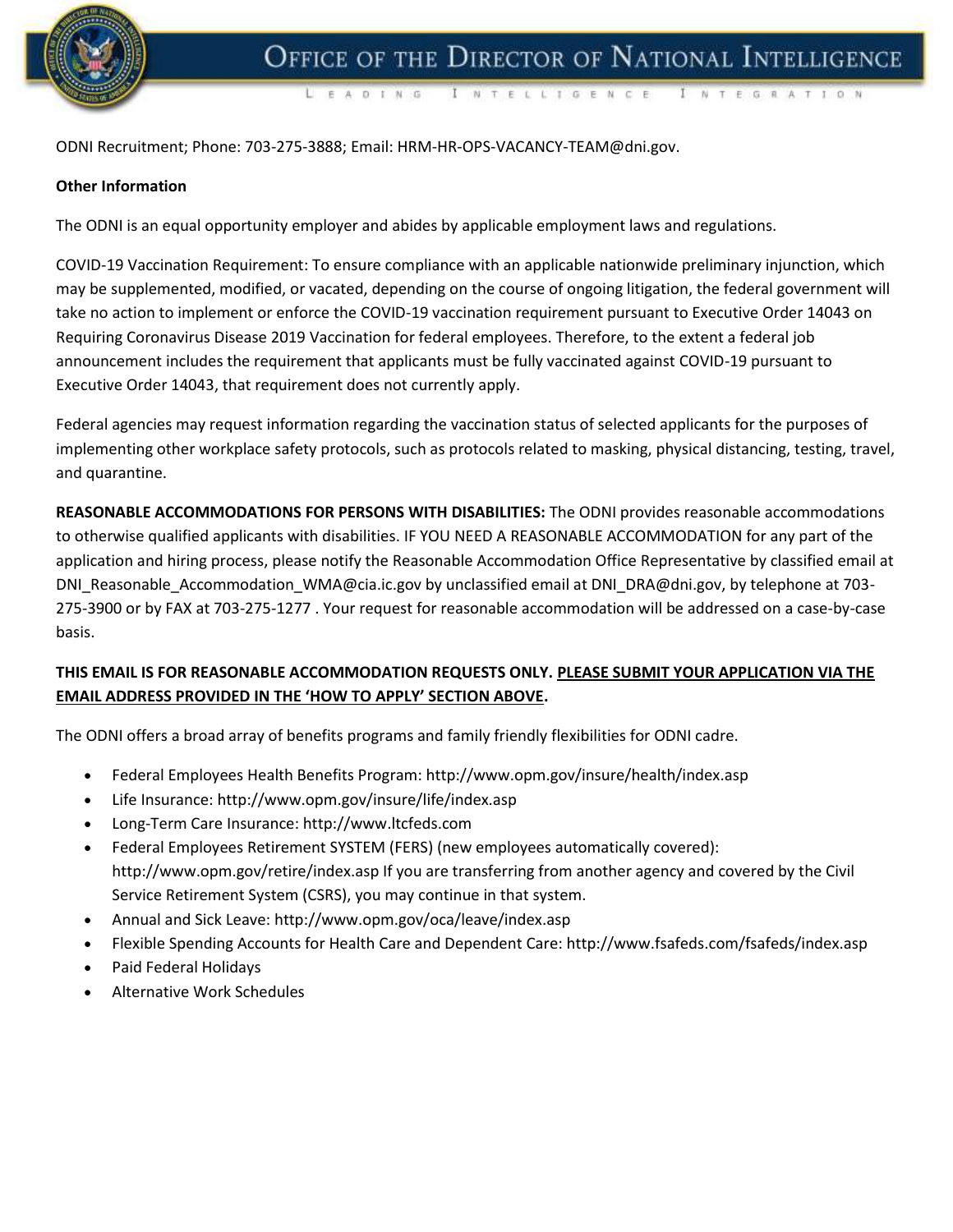ODNI Recruitment; Phone: 703-275-3888; Email: HRM-HR-OPS-VACANCY-TEAM@dni.gov.

**Other Information**

The ODNI is an equal opportunity employer and abides by applicable employment laws and regulations.

COVID-19 Vaccination Requirement: To ensure compliance with an applicable nationwide preliminary injunction, which may be supplemented, modified, or vacated, depending on the course of ongoing litigation, the federal government will take no action to implement or enforce the COVID-19 vaccination requirement pursuant to Executive Order 14043 on Requiring Coronavirus Disease 2019 Vaccination for federal employees. Therefore, to the extent a federal job announcement includes the requirement that applicants must be fully vaccinated against COVID-19 pursuant to Executive Order 14043, that requirement does not currently apply.

Federal agencies may request information regarding the vaccination status of selected applicants for the purposes of implementing other workplace safety protocols, such as protocols related to masking, physical distancing, testing, travel, and quarantine.

**REASONABLE ACCOMMODATIONS FOR PERSONS WITH DISABILITIES:** The ODNI provides reasonable accommodations to otherwise qualified applicants with disabilities. IF YOU NEED A REASONABLE ACCOMMODATION for any part of the application and hiring process, please notify the Reasonable Accommodation Office Representative by classified email at DNI_Reasonable_Accommodation_WMA@cia.ic.gov by unclassified email at DNI_DRA@dni.gov, by telephone at 703-275-3900 or by FAX at 703-275-1277 . Your request for reasonable accommodation will be addressed on a case-by-case basis.

**THIS EMAIL IS FOR REASONABLE ACCOMMODATION REQUESTS ONLY. PLEASE SUBMIT YOUR APPLICATION VIA THE EMAIL ADDRESS PROVIDED IN THE 'HOW TO APPLY' SECTION ABOVE.**

The ODNI offers a broad array of benefits programs and family friendly flexibilities for ODNI cadre.

- Federal Employees Health Benefits Program: http://www.opm.gov/insure/health/index.asp
- Life Insurance: http://www.opm.gov/insure/life/index.asp
- Long-Term Care Insurance: http://www.ltcfeds.com
- Federal Employees Retirement SYSTEM (FERS) (new employees automatically covered): http://www.opm.gov/retire/index.asp If you are transferring from another agency and covered by the Civil Service Retirement System (CSRS), you may continue in that system.
- Annual and Sick Leave: http://www.opm.gov/oca/leave/index.asp
- Flexible Spending Accounts for Health Care and Dependent Care: http://www.fsafeds.com/fsafeds/index.asp
- Paid Federal Holidays
- Alternative Work Schedules